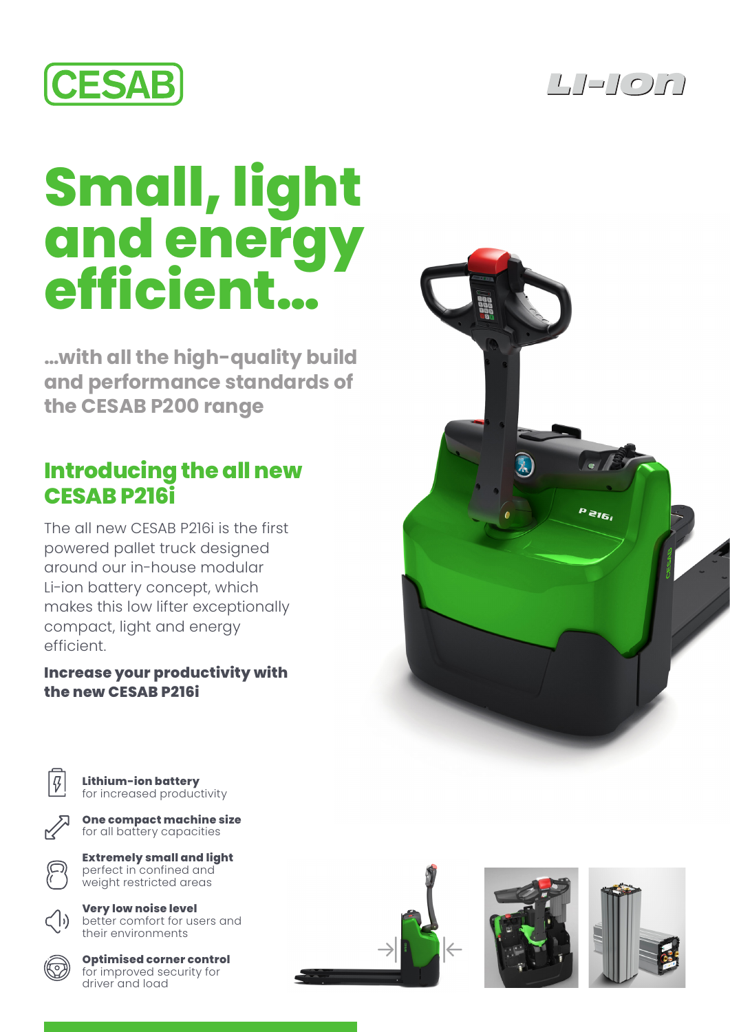CESAB

LI-ION

# Small, light and energy efficient...

## ...with all the high-quality build and performance standards of the CESAB P200 range

## Introducing the all new CESAB P216i

The all new CESAB P216i is the first powered pallet truck designed around our in-house modular Li-ion battery concept, which makes this low lifter exceptionally compact, light and energy efficient.

**Increase your productivity with the new CESAB P216i**

- **Lithium-ion battery** for increased productivity
- **One compact machine size** for all battery capacities
- **Extremely small and light** perfect in confined and weight restricted areas
- **Very low noise level** better comfort for users and their environments
- **Optimised corner control** for improved security for driver and load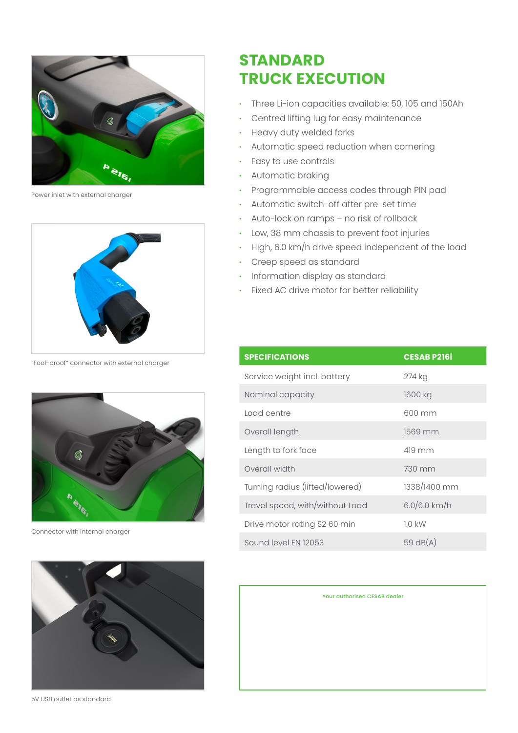Power inlet with external charger

"Fool-proof" connector with external charger

Connector with internal charger

5V USB outlet as standard

## STANDARD TRUCK EXECUTION

- Three Li-ion capacities available: 50, 105 and 150Ah
- Centred lifting lug for easy maintenance
- Heavy duty welded forks
- Automatic speed reduction when cornering
- Easy to use controls
- Automatic braking
- Programmable access codes through PIN pad
- Automatic switch-off after pre-set time
- Auto-lock on ramps – no risk of rollback
- Low, 38 mm chassis to prevent foot injuries
- High, 6.0 km/h drive speed independent of the load
- Creep speed as standard
- Information display as standard
- Fixed AC drive motor for better reliability

| SPECIFICATIONS | CESAB P216i |
| --- | --- |
| Service weight incl. battery | 274 kg |
| Nominal capacity | 1600 kg |
| Load centre | 600 mm |
| Overall length | 1569 mm |
| Length to fork face | 419 mm |
| Overall width | 730 mm |
| Turning radius (lifted/lowered) | 1338/1400 mm |
| Travel speed, with/without Load | 6.0/6.0 km/h |
| Drive motor rating S2 60 min | 1.0 kW |
| Sound level EN 12053 | 59 dB(A) |

Your authorised CESAB dealer